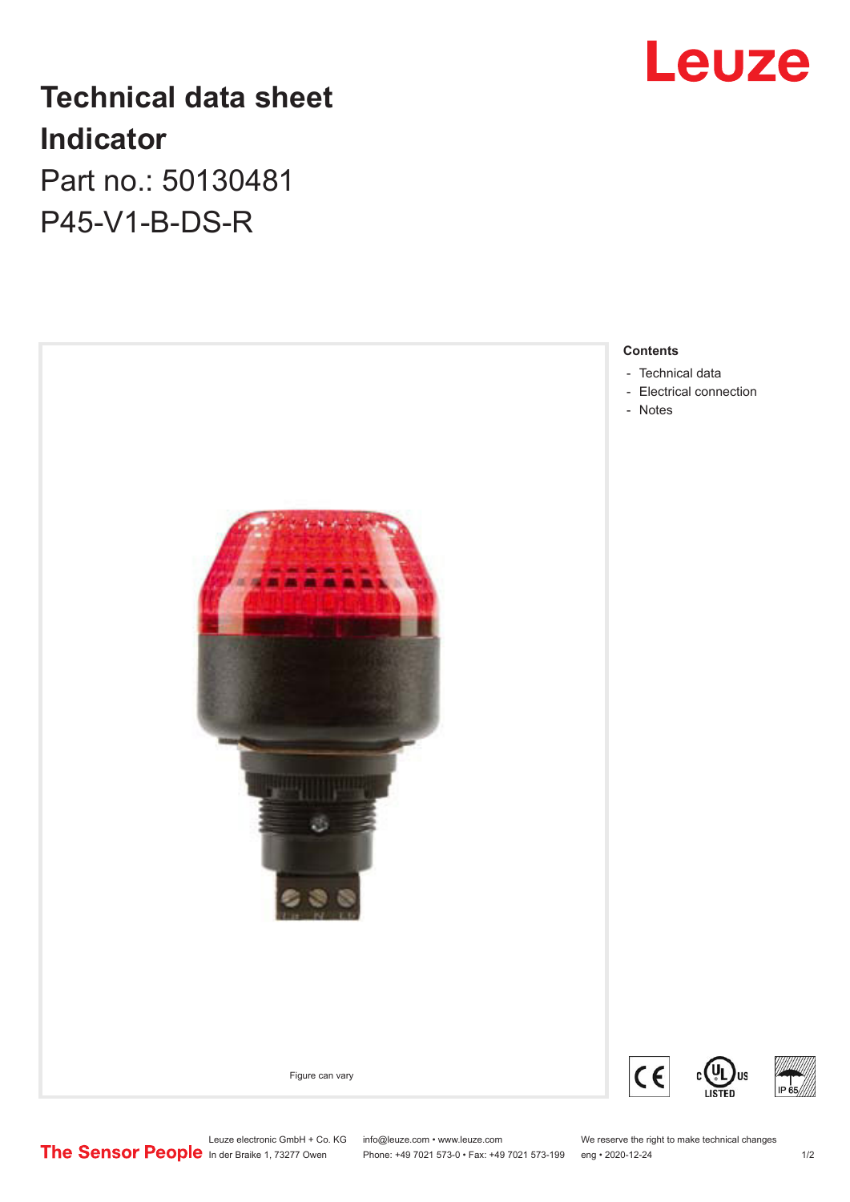# Technical data sheet
# Indicator

## Part no.: 50130481
## P45-V1-B-DS-R

Figure can vary

**Contents**

- Technical data
- Electrical connection
- Notes

Leuze electronic GmbH + Co. KG
In der Braike 1, 73277 Owen

info@leuze.com • www.leuze.com
Phone: +49 7021 573-0 • Fax: +49 7021 573-199

We reserve the right to make technical changes
eng • 2020-12-24

The Sensor People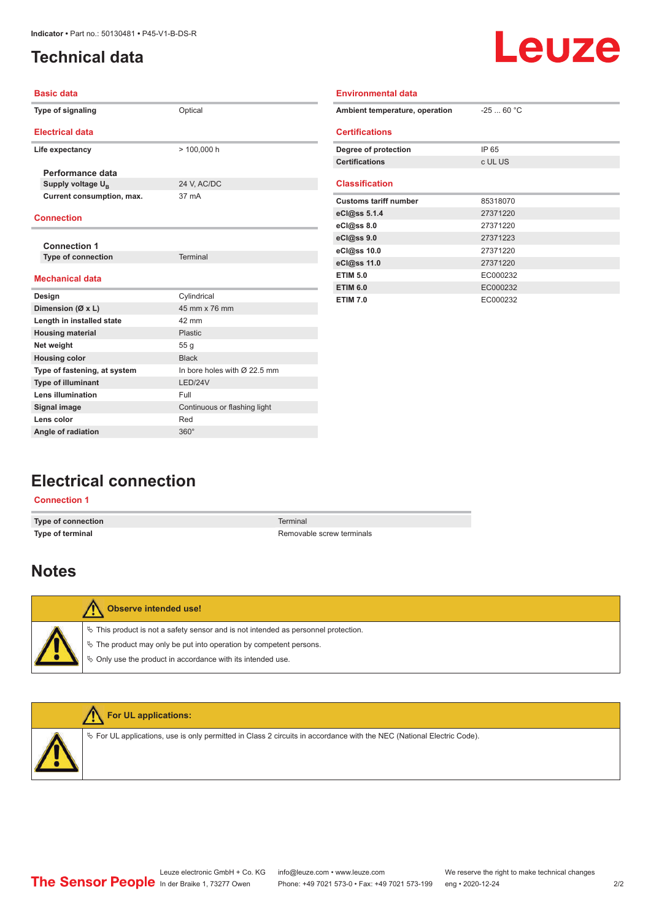# Technical data

## Basic data

| | |
|---|---|
| Type of signaling | Optical |

## Electrical data

| | |
|---|---|
| Life expectancy | > 100,000 h |

### Performance data

| | |
|---|---|
| Supply voltage $U_B$ | 24 V, AC/DC |
| Current consumption, max. | 37 mA |

## Connection

### Connection 1

| | |
|---|---|
| Type of connection | Terminal |

## Mechanical data

| | |
|---|---|
| Design | Cylindrical |
| Dimension (Ø x L) | 45 mm x 76 mm |
| Length in installed state | 42 mm |
| Housing material | Plastic |
| Net weight | 55 g |
| Housing color | Black |
| Type of fastening, at system | In bore holes with Ø 22.5 mm |
| Type of illuminant | LED/24V |
| Lens illumination | Full |
| Signal image | Continuous or flashing light |
| Lens color | Red |
| Angle of radiation | 360° |

## Environmental data

| | |
|---|---|
| Ambient temperature, operation | -25 ... 60 °C |

## Certifications

| | |
|---|---|
| Degree of protection | IP 65 |
| Certifications | c UL US |

## Classification

| | |
|---|---|
| Customs tariff number | 85318070 |
| eCl@ss 5.1.4 | 27371220 |
| eCl@ss 8.0 | 27371220 |
| eCl@ss 9.0 | 27371223 |
| eCl@ss 10.0 | 27371220 |
| eCl@ss 11.0 | 27371220 |
| ETIM 5.0 | EC000232 |
| ETIM 6.0 | EC000232 |
| ETIM 7.0 | EC000232 |

# Electrical connection

## Connection 1

| | |
|---|---|
| Type of connection | Terminal |
| Type of terminal | Removable screw terminals |

# Notes

**Observe intended use!**

- This product is not a safety sensor and is not intended as personnel protection.
- The product may only be put into operation by competent persons.
- Only use the product in accordance with its intended use.

**For UL applications:**

- For UL applications, use is only permitted in Class 2 circuits in accordance with the NEC (National Electric Code).